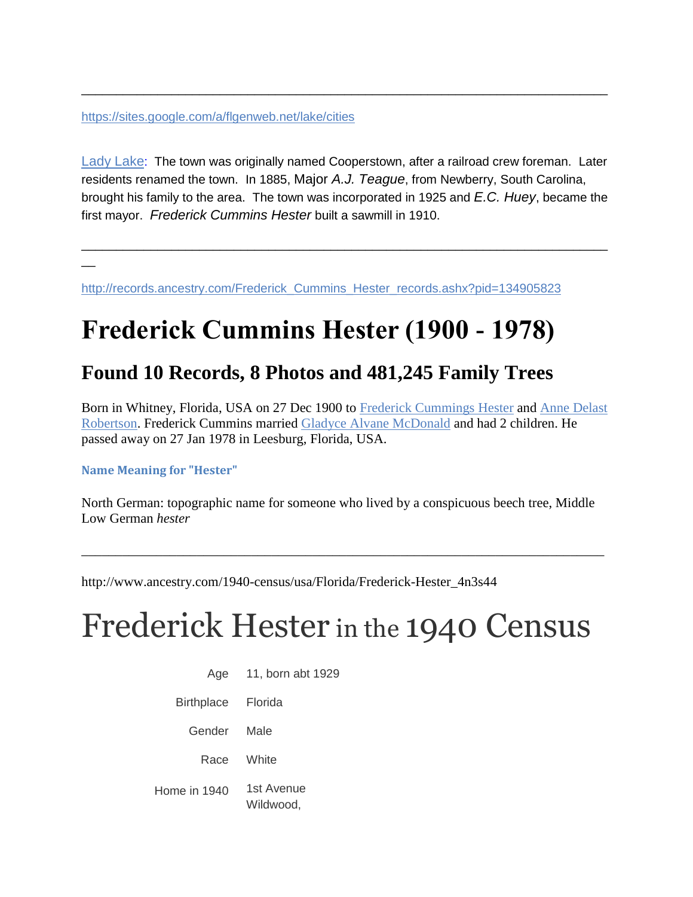---

https://sites.google.com/a/flgenweb.net/lake/cities

Lady Lake: The town was originally named Cooperstown, after a railroad crew foreman. Later residents renamed the town. In 1885, Major *A.J. Teague*, from Newberry, South Carolina, brought his family to the area. The town was incorporated in 1925 and *E.C. Huey*, became the first mayor. *Frederick Cummins Hester* built a sawmill in 1910.

---

http://records.ancestry.com/Frederick_Cummins_Hester_records.ashx?pid=134905823

# Frederick Cummins Hester (1900 - 1978)

## Found 10 Records, 8 Photos and 481,245 Family Trees

Born in Whitney, Florida, USA on 27 Dec 1900 to Frederick Cummings Hester and Anne Delast Robertson. Frederick Cummins married Gladyce Alvane McDonald and had 2 children. He passed away on 27 Jan 1978 in Leesburg, Florida, USA.

**Name Meaning for "Hester"**

North German: topographic name for someone who lived by a conspicuous beech tree, Middle Low German *hester*

---

http://www.ancestry.com/1940-census/usa/Florida/Frederick-Hester_4n3s44

# Frederick Hester in the 1940 Census

| | |
|---|---|
| Age | 11, born abt 1929 |
| Birthplace | Florida |
| Gender | Male |
| Race | White |
| Home in 1940 | 1st Avenue Wildwood, |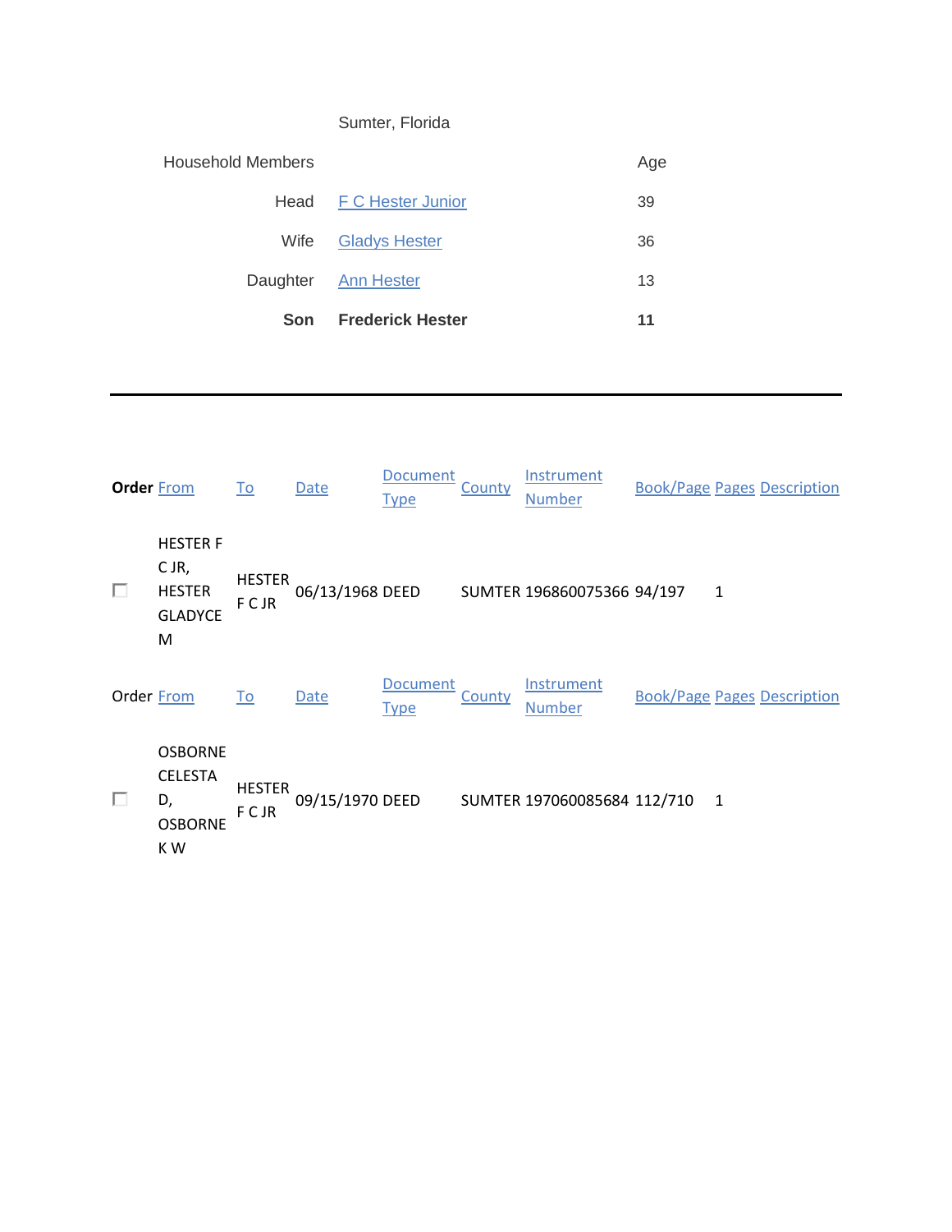Sumter, Florida

| Household Members | | Age |
|---|---|---|
| Head | F C Hester Junior | 39 |
| Wife | Gladys Hester | 36 |
| Daughter | Ann Hester | 13 |
| **Son** | **Frederick Hester** | **11** |

---

| **Order** | From | To | Date | Document Type | County | Instrument Number | Book/Page | Pages | Description |
|---|---|---|---|---|---|---|---|---|---|
| ☐ | HESTER F C JR, HESTER GLADYCE M | HESTER F C JR | 06/13/1968 | DEED | SUMTER | 196860075366 | 94/197 | 1 | |

| Order | From | To | Date | Document Type | County | Instrument Number | Book/Page | Pages | Description |
|---|---|---|---|---|---|---|---|---|---|
| ☐ | OSBORNE CELESTA D, OSBORNE K W | HESTER F C JR | 09/15/1970 | DEED | SUMTER | 197060085684 | 112/710 | 1 | |